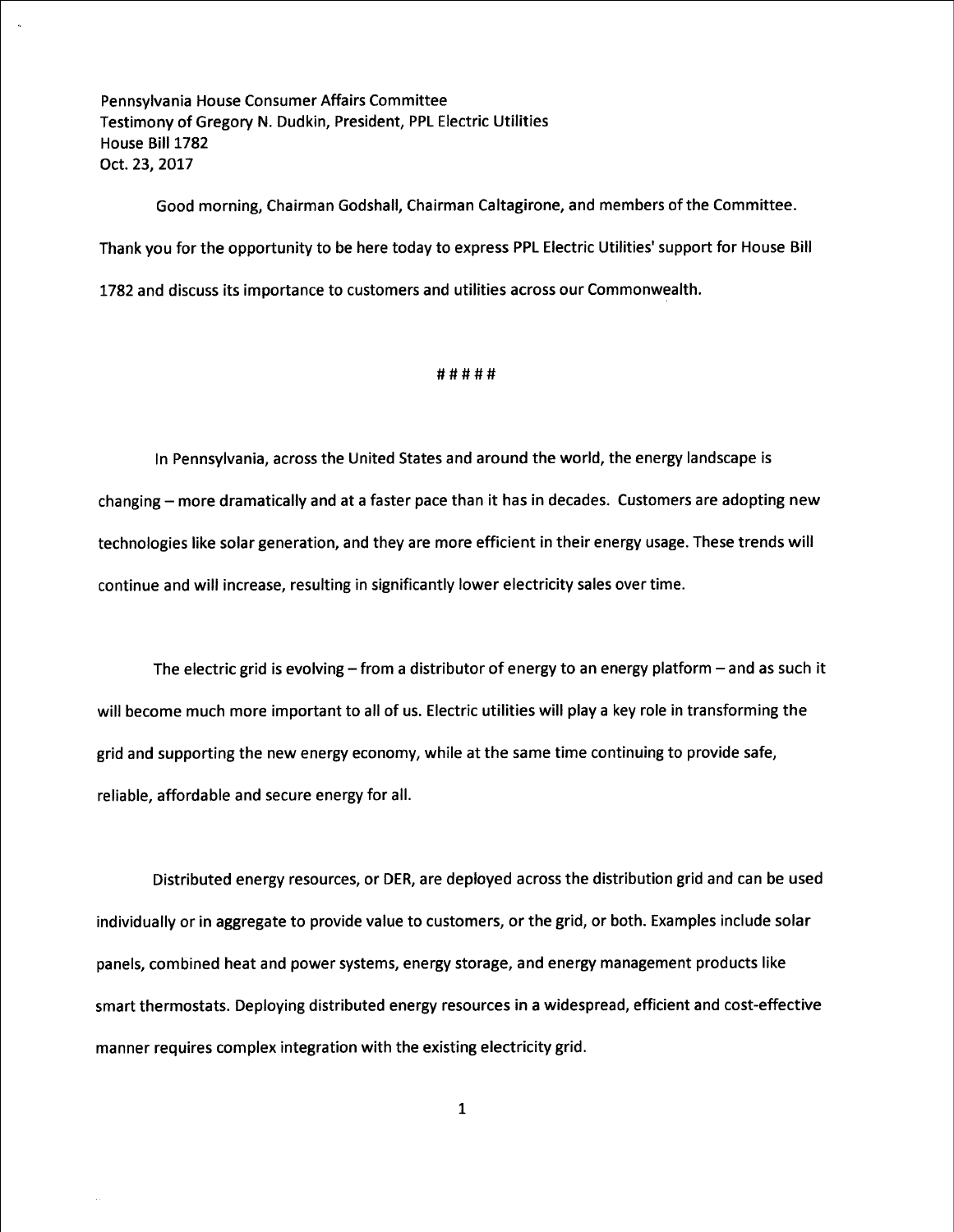Pennsylvania House Consumer Affairs Committee
Testimony of Gregory N. Dudkin, President, PPL Electric Utilities
House Bill 1782
Oct. 23, 2017

Good morning, Chairman Godshall, Chairman Caltagirone, and members of the Committee. Thank you for the opportunity to be here today to express PPL Electric Utilities' support for House Bill 1782 and discuss its importance to customers and utilities across our Commonwealth.

# # # # #

In Pennsylvania, across the United States and around the world, the energy landscape is changing – more dramatically and at a faster pace than it has in decades. Customers are adopting new technologies like solar generation, and they are more efficient in their energy usage. These trends will continue and will increase, resulting in significantly lower electricity sales over time.

The electric grid is evolving – from a distributor of energy to an energy platform – and as such it will become much more important to all of us. Electric utilities will play a key role in transforming the grid and supporting the new energy economy, while at the same time continuing to provide safe, reliable, affordable and secure energy for all.

Distributed energy resources, or DER, are deployed across the distribution grid and can be used individually or in aggregate to provide value to customers, or the grid, or both. Examples include solar panels, combined heat and power systems, energy storage, and energy management products like smart thermostats. Deploying distributed energy resources in a widespread, efficient and cost-effective manner requires complex integration with the existing electricity grid.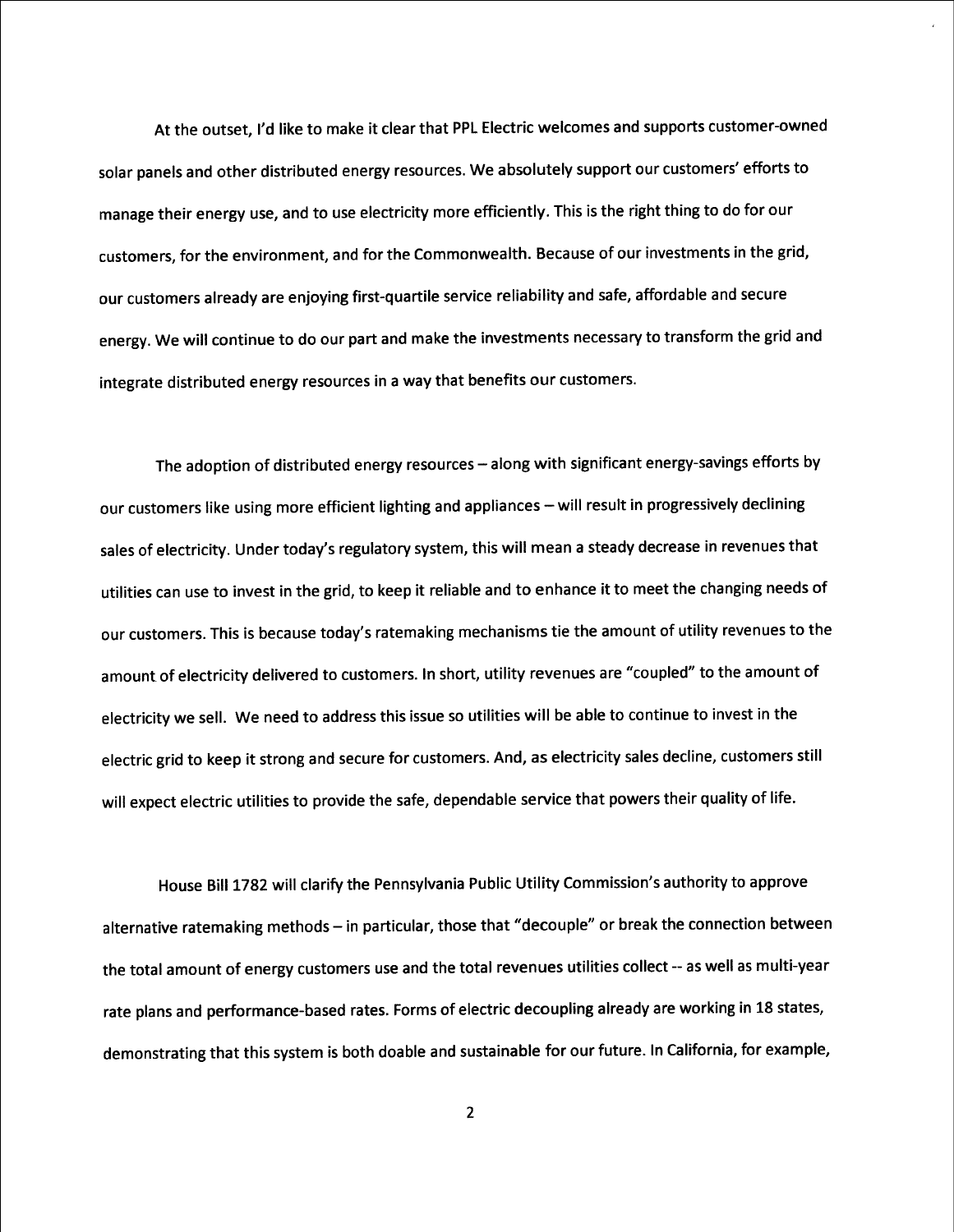At the outset, I'd like to make it clear that PPL Electric welcomes and supports customer-owned solar panels and other distributed energy resources. We absolutely support our customers' efforts to manage their energy use, and to use electricity more efficiently. This is the right thing to do for our customers, for the environment, and for the Commonwealth. Because of our investments in the grid, our customers already are enjoying first-quartile service reliability and safe, affordable and secure energy. We will continue to do our part and make the investments necessary to transform the grid and integrate distributed energy resources in a way that benefits our customers.

The adoption of distributed energy resources – along with significant energy-savings efforts by our customers like using more efficient lighting and appliances – will result in progressively declining sales of electricity. Under today's regulatory system, this will mean a steady decrease in revenues that utilities can use to invest in the grid, to keep it reliable and to enhance it to meet the changing needs of our customers. This is because today's ratemaking mechanisms tie the amount of utility revenues to the amount of electricity delivered to customers. In short, utility revenues are "coupled" to the amount of electricity we sell. We need to address this issue so utilities will be able to continue to invest in the electric grid to keep it strong and secure for customers. And, as electricity sales decline, customers still will expect electric utilities to provide the safe, dependable service that powers their quality of life.

House Bill 1782 will clarify the Pennsylvania Public Utility Commission's authority to approve alternative ratemaking methods – in particular, those that "decouple" or break the connection between the total amount of energy customers use and the total revenues utilities collect -- as well as multi-year rate plans and performance-based rates. Forms of electric decoupling already are working in 18 states, demonstrating that this system is both doable and sustainable for our future. In California, for example,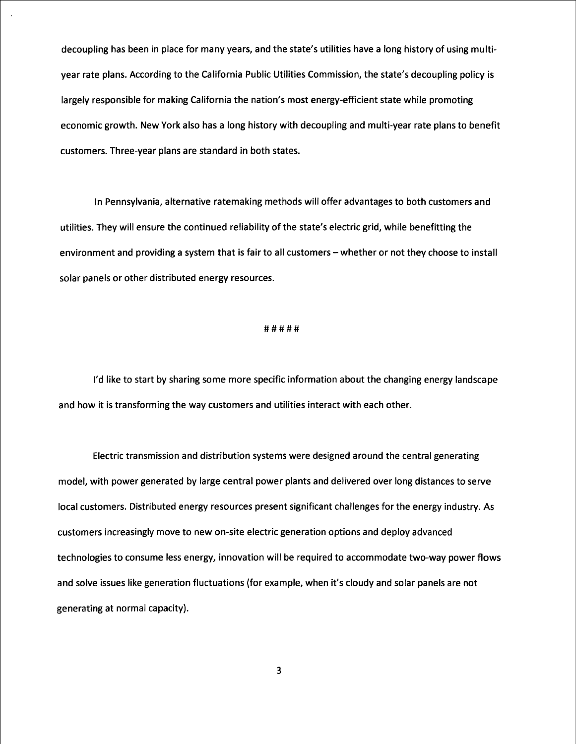decoupling has been in place for many years, and the state's utilities have a long history of using multi-year rate plans. According to the California Public Utilities Commission, the state's decoupling policy is largely responsible for making California the nation's most energy-efficient state while promoting economic growth. New York also has a long history with decoupling and multi-year rate plans to benefit customers. Three-year plans are standard in both states.

In Pennsylvania, alternative ratemaking methods will offer advantages to both customers and utilities. They will ensure the continued reliability of the state's electric grid, while benefitting the environment and providing a system that is fair to all customers – whether or not they choose to install solar panels or other distributed energy resources.

# # # # #

I'd like to start by sharing some more specific information about the changing energy landscape and how it is transforming the way customers and utilities interact with each other.

Electric transmission and distribution systems were designed around the central generating model, with power generated by large central power plants and delivered over long distances to serve local customers. Distributed energy resources present significant challenges for the energy industry. As customers increasingly move to new on-site electric generation options and deploy advanced technologies to consume less energy, innovation will be required to accommodate two-way power flows and solve issues like generation fluctuations (for example, when it's cloudy and solar panels are not generating at normal capacity).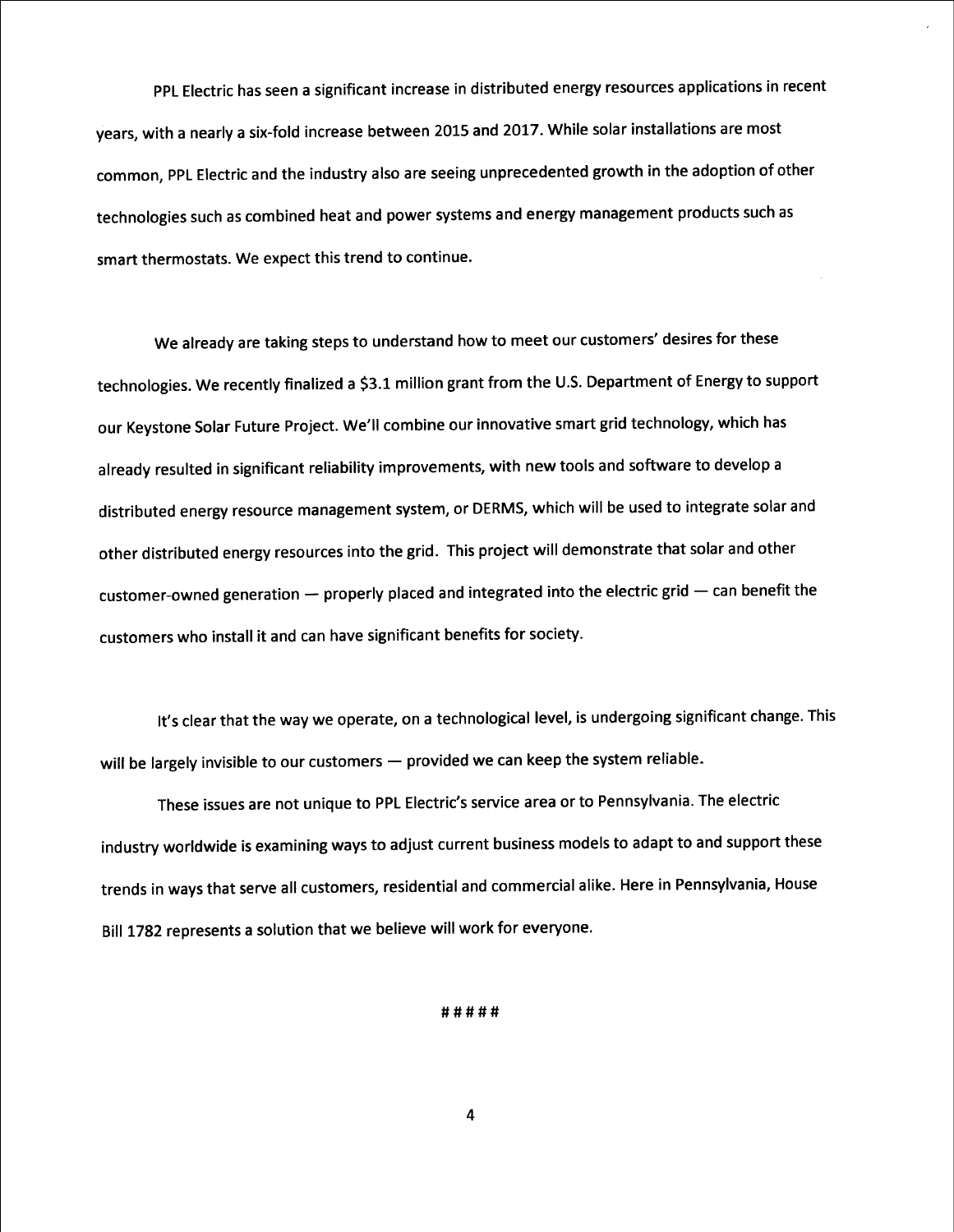PPL Electric has seen a significant increase in distributed energy resources applications in recent years, with a nearly a six-fold increase between 2015 and 2017. While solar installations are most common, PPL Electric and the industry also are seeing unprecedented growth in the adoption of other technologies such as combined heat and power systems and energy management products such as smart thermostats. We expect this trend to continue.

We already are taking steps to understand how to meet our customers' desires for these technologies. We recently finalized a $3.1 million grant from the U.S. Department of Energy to support our Keystone Solar Future Project. We'll combine our innovative smart grid technology, which has already resulted in significant reliability improvements, with new tools and software to develop a distributed energy resource management system, or DERMS, which will be used to integrate solar and other distributed energy resources into the grid. This project will demonstrate that solar and other customer-owned generation — properly placed and integrated into the electric grid — can benefit the customers who install it and can have significant benefits for society.

It's clear that the way we operate, on a technological level, is undergoing significant change. This will be largely invisible to our customers — provided we can keep the system reliable.

These issues are not unique to PPL Electric's service area or to Pennsylvania. The electric industry worldwide is examining ways to adjust current business models to adapt to and support these trends in ways that serve all customers, residential and commercial alike. Here in Pennsylvania, House Bill 1782 represents a solution that we believe will work for everyone.

#####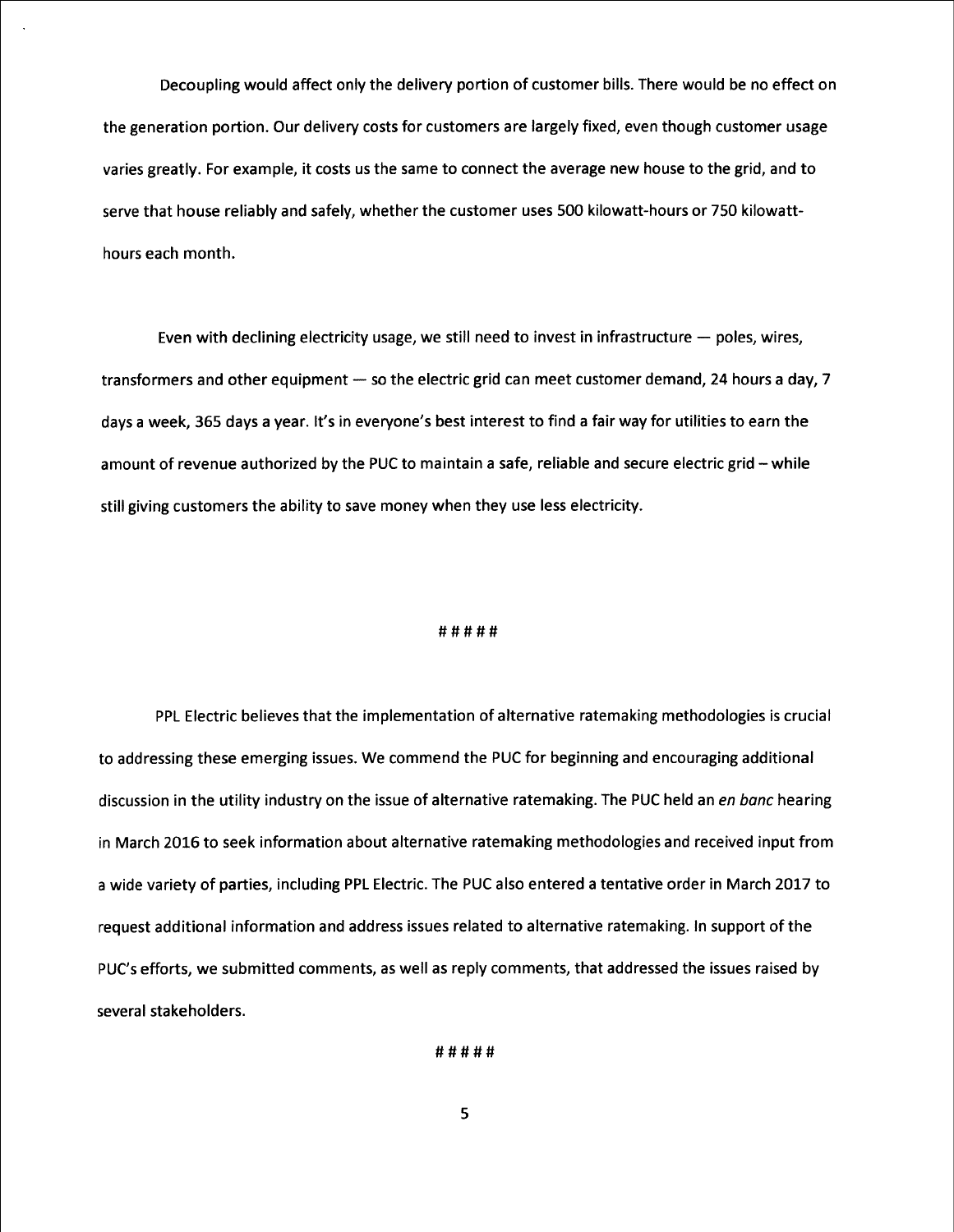Decoupling would affect only the delivery portion of customer bills. There would be no effect on the generation portion. Our delivery costs for customers are largely fixed, even though customer usage varies greatly. For example, it costs us the same to connect the average new house to the grid, and to serve that house reliably and safely, whether the customer uses 500 kilowatt-hours or 750 kilowatt-hours each month.

Even with declining electricity usage, we still need to invest in infrastructure — poles, wires, transformers and other equipment — so the electric grid can meet customer demand, 24 hours a day, 7 days a week, 365 days a year. It's in everyone's best interest to find a fair way for utilities to earn the amount of revenue authorized by the PUC to maintain a safe, reliable and secure electric grid – while still giving customers the ability to save money when they use less electricity.

# # # # #

PPL Electric believes that the implementation of alternative ratemaking methodologies is crucial to addressing these emerging issues. We commend the PUC for beginning and encouraging additional discussion in the utility industry on the issue of alternative ratemaking. The PUC held an *en banc* hearing in March 2016 to seek information about alternative ratemaking methodologies and received input from a wide variety of parties, including PPL Electric. The PUC also entered a tentative order in March 2017 to request additional information and address issues related to alternative ratemaking. In support of the PUC's efforts, we submitted comments, as well as reply comments, that addressed the issues raised by several stakeholders.

# # # # #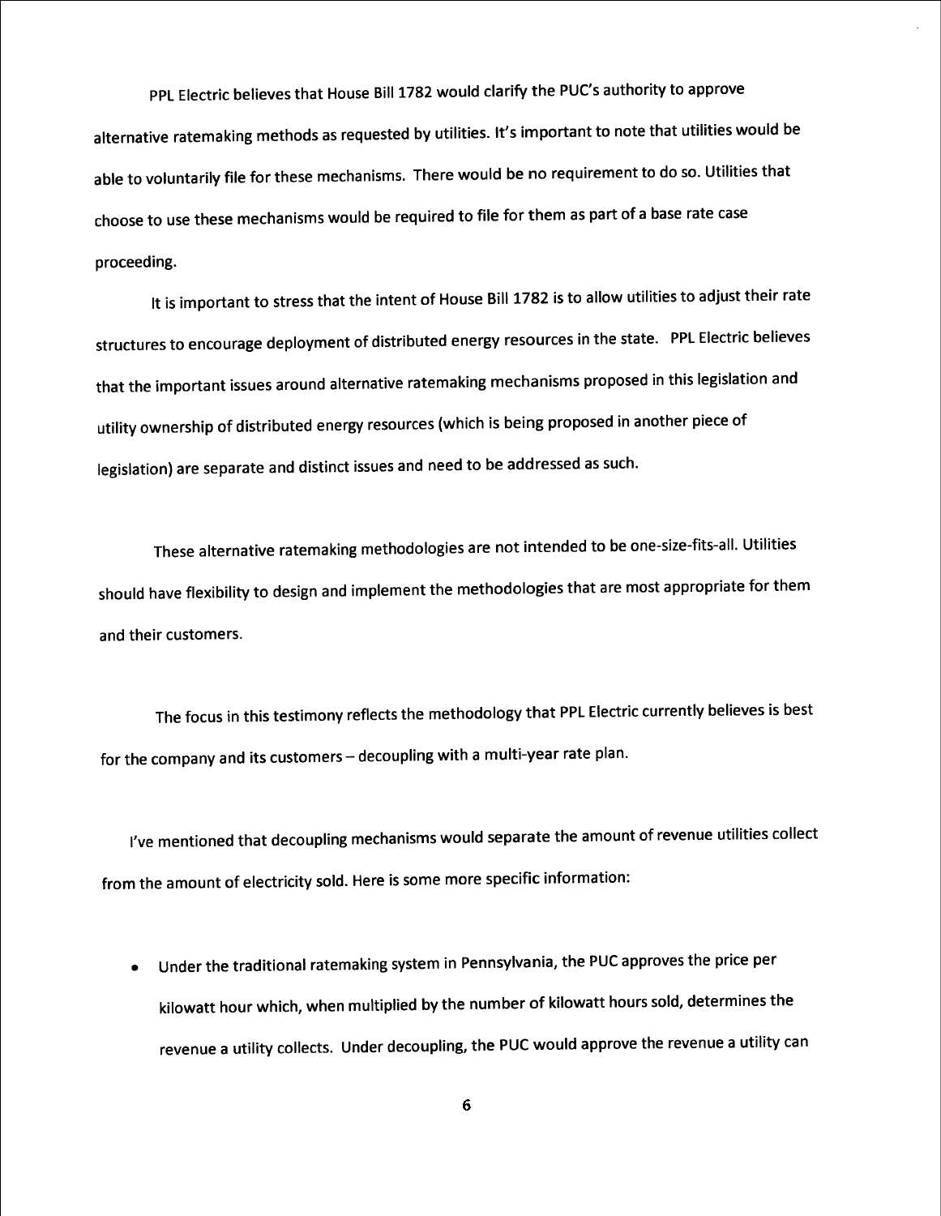PPL Electric believes that House Bill 1782 would clarify the PUC's authority to approve alternative ratemaking methods as requested by utilities. It's important to note that utilities would be able to voluntarily file for these mechanisms. There would be no requirement to do so. Utilities that choose to use these mechanisms would be required to file for them as part of a base rate case proceeding.

It is important to stress that the intent of House Bill 1782 is to allow utilities to adjust their rate structures to encourage deployment of distributed energy resources in the state. PPL Electric believes that the important issues around alternative ratemaking mechanisms proposed in this legislation and utility ownership of distributed energy resources (which is being proposed in another piece of legislation) are separate and distinct issues and need to be addressed as such.

These alternative ratemaking methodologies are not intended to be one-size-fits-all. Utilities should have flexibility to design and implement the methodologies that are most appropriate for them and their customers.

The focus in this testimony reflects the methodology that PPL Electric currently believes is best for the company and its customers – decoupling with a multi-year rate plan.

I've mentioned that decoupling mechanisms would separate the amount of revenue utilities collect from the amount of electricity sold. Here is some more specific information:

- Under the traditional ratemaking system in Pennsylvania, the PUC approves the price per kilowatt hour which, when multiplied by the number of kilowatt hours sold, determines the revenue a utility collects. Under decoupling, the PUC would approve the revenue a utility can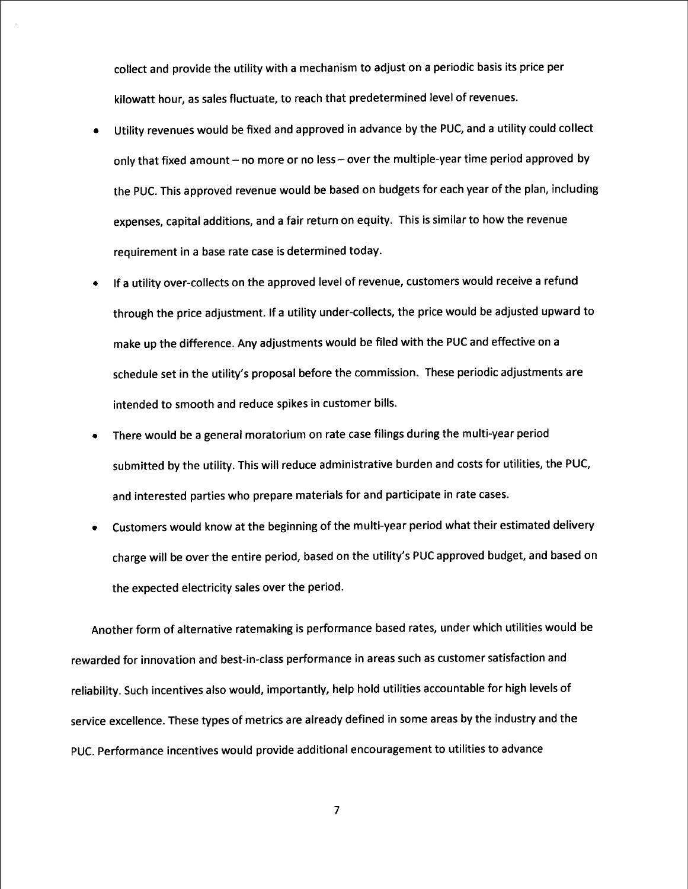collect and provide the utility with a mechanism to adjust on a periodic basis its price per kilowatt hour, as sales fluctuate, to reach that predetermined level of revenues.

- Utility revenues would be fixed and approved in advance by the PUC, and a utility could collect only that fixed amount – no more or no less – over the multiple-year time period approved by the PUC. This approved revenue would be based on budgets for each year of the plan, including expenses, capital additions, and a fair return on equity. This is similar to how the revenue requirement in a base rate case is determined today.
- If a utility over-collects on the approved level of revenue, customers would receive a refund through the price adjustment. If a utility under-collects, the price would be adjusted upward to make up the difference. Any adjustments would be filed with the PUC and effective on a schedule set in the utility's proposal before the commission. These periodic adjustments are intended to smooth and reduce spikes in customer bills.
- There would be a general moratorium on rate case filings during the multi-year period submitted by the utility. This will reduce administrative burden and costs for utilities, the PUC, and interested parties who prepare materials for and participate in rate cases.
- Customers would know at the beginning of the multi-year period what their estimated delivery charge will be over the entire period, based on the utility's PUC approved budget, and based on the expected electricity sales over the period.

Another form of alternative ratemaking is performance based rates, under which utilities would be rewarded for innovation and best-in-class performance in areas such as customer satisfaction and reliability. Such incentives also would, importantly, help hold utilities accountable for high levels of service excellence. These types of metrics are already defined in some areas by the industry and the PUC. Performance incentives would provide additional encouragement to utilities to advance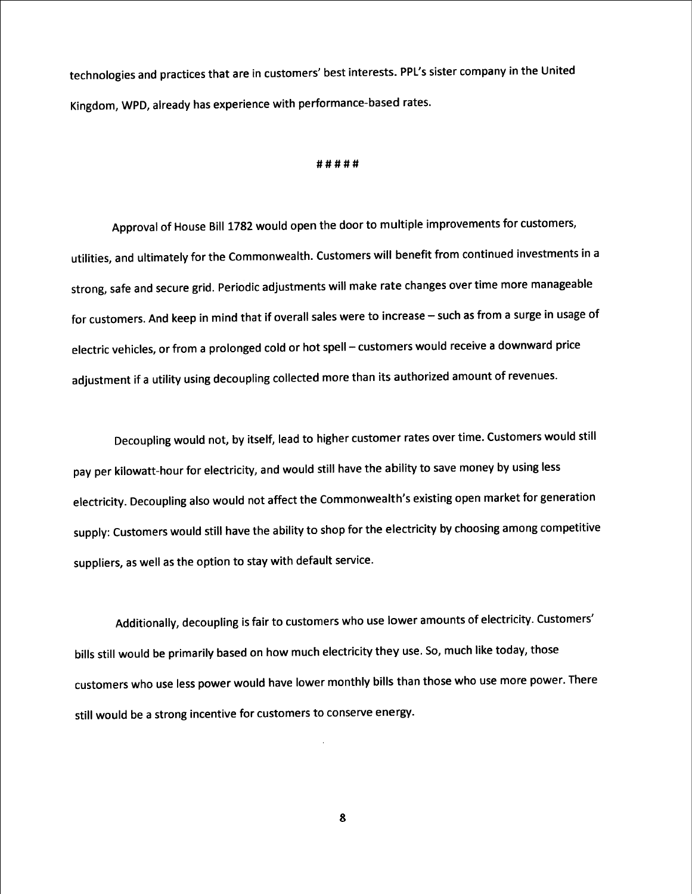technologies and practices that are in customers' best interests. PPL's sister company in the United Kingdom, WPD, already has experience with performance-based rates.

#####

Approval of House Bill 1782 would open the door to multiple improvements for customers, utilities, and ultimately for the Commonwealth. Customers will benefit from continued investments in a strong, safe and secure grid. Periodic adjustments will make rate changes over time more manageable for customers. And keep in mind that if overall sales were to increase – such as from a surge in usage of electric vehicles, or from a prolonged cold or hot spell – customers would receive a downward price adjustment if a utility using decoupling collected more than its authorized amount of revenues.

Decoupling would not, by itself, lead to higher customer rates over time. Customers would still pay per kilowatt-hour for electricity, and would still have the ability to save money by using less electricity. Decoupling also would not affect the Commonwealth's existing open market for generation supply: Customers would still have the ability to shop for the electricity by choosing among competitive suppliers, as well as the option to stay with default service.

Additionally, decoupling is fair to customers who use lower amounts of electricity. Customers' bills still would be primarily based on how much electricity they use. So, much like today, those customers who use less power would have lower monthly bills than those who use more power. There still would be a strong incentive for customers to conserve energy.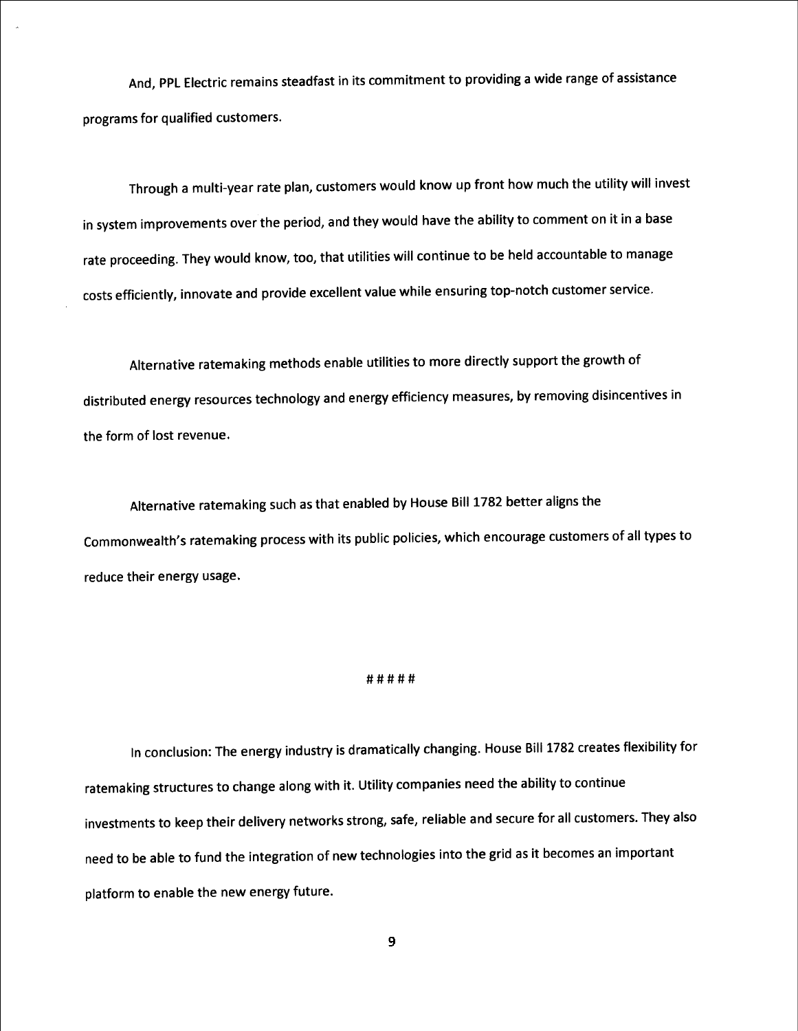And, PPL Electric remains steadfast in its commitment to providing a wide range of assistance programs for qualified customers.

Through a multi-year rate plan, customers would know up front how much the utility will invest in system improvements over the period, and they would have the ability to comment on it in a base rate proceeding. They would know, too, that utilities will continue to be held accountable to manage costs efficiently, innovate and provide excellent value while ensuring top-notch customer service.

Alternative ratemaking methods enable utilities to more directly support the growth of distributed energy resources technology and energy efficiency measures, by removing disincentives in the form of lost revenue.

Alternative ratemaking such as that enabled by House Bill 1782 better aligns the Commonwealth's ratemaking process with its public policies, which encourage customers of all types to reduce their energy usage.

# # # # #

In conclusion: The energy industry is dramatically changing. House Bill 1782 creates flexibility for ratemaking structures to change along with it. Utility companies need the ability to continue investments to keep their delivery networks strong, safe, reliable and secure for all customers. They also need to be able to fund the integration of new technologies into the grid as it becomes an important platform to enable the new energy future.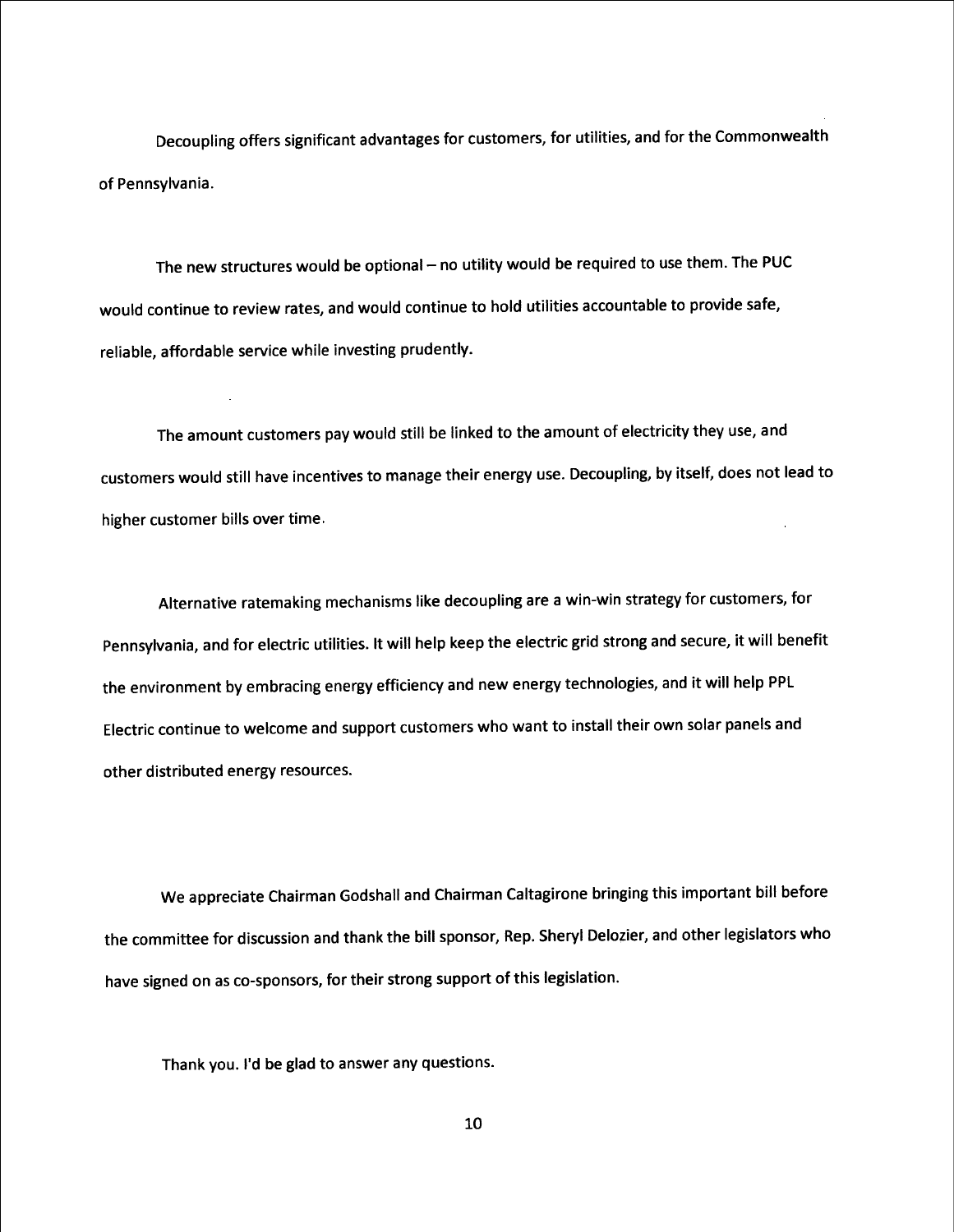Decoupling offers significant advantages for customers, for utilities, and for the Commonwealth of Pennsylvania.

The new structures would be optional – no utility would be required to use them. The PUC would continue to review rates, and would continue to hold utilities accountable to provide safe, reliable, affordable service while investing prudently.

The amount customers pay would still be linked to the amount of electricity they use, and customers would still have incentives to manage their energy use. Decoupling, by itself, does not lead to higher customer bills over time.

Alternative ratemaking mechanisms like decoupling are a win-win strategy for customers, for Pennsylvania, and for electric utilities. It will help keep the electric grid strong and secure, it will benefit the environment by embracing energy efficiency and new energy technologies, and it will help PPL Electric continue to welcome and support customers who want to install their own solar panels and other distributed energy resources.

We appreciate Chairman Godshall and Chairman Caltagirone bringing this important bill before the committee for discussion and thank the bill sponsor, Rep. Sheryl Delozier, and other legislators who have signed on as co-sponsors, for their strong support of this legislation.

Thank you. I'd be glad to answer any questions.